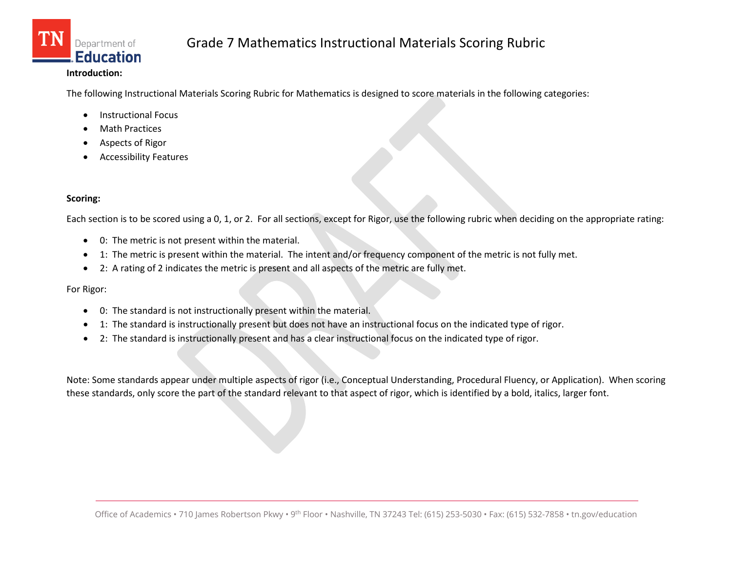# Grade 7 Mathematics Instructional Materials Scoring Rubric

**Introduction:**

The following Instructional Materials Scoring Rubric for Mathematics is designed to score materials in the following categories:

- Instructional Focus
- Math Practices
- Aspects of Rigor
- Accessibility Features

**Scoring:**

Each section is to be scored using a 0, 1, or 2. For all sections, except for Rigor, use the following rubric when deciding on the appropriate rating:

- 0: The metric is not present within the material.
- 1: The metric is present within the material. The intent and/or frequency component of the metric is not fully met.
- 2: A rating of 2 indicates the metric is present and all aspects of the metric are fully met.

For Rigor:

- 0: The standard is not instructionally present within the material.
- 1: The standard is instructionally present but does not have an instructional focus on the indicated type of rigor.
- 2: The standard is instructionally present and has a clear instructional focus on the indicated type of rigor.

Note: Some standards appear under multiple aspects of rigor (i.e., Conceptual Understanding, Procedural Fluency, or Application). When scoring these standards, only score the part of the standard relevant to that aspect of rigor, which is identified by a bold, italics, larger font.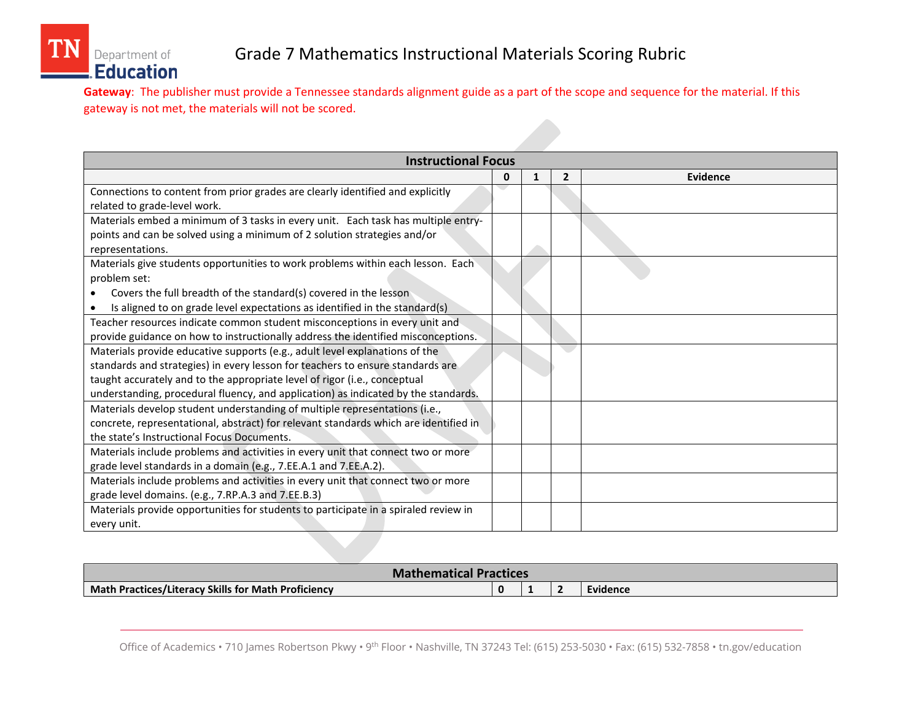# Grade 7 Mathematics Instructional Materials Scoring Rubric

**Gateway**: The publisher must provide a Tennessee standards alignment guide as a part of the scope and sequence for the material. If this gateway is not met, the materials will not be scored.

| Instructional Focus | | | | |
|---|---|---|---|---|
| | 0 | 1 | 2 | Evidence |
| Connections to content from prior grades are clearly identified and explicitly related to grade-level work. | | | | |
| Materials embed a minimum of 3 tasks in every unit. Each task has multiple entry-points and can be solved using a minimum of 2 solution strategies and/or representations. | | | | |
| Materials give students opportunities to work problems within each lesson. Each problem set:<br>• Covers the full breadth of the standard(s) covered in the lesson<br>• Is aligned to on grade level expectations as identified in the standard(s) | | | | |
| Teacher resources indicate common student misconceptions in every unit and provide guidance on how to instructionally address the identified misconceptions. | | | | |
| Materials provide educative supports (e.g., adult level explanations of the standards and strategies) in every lesson for teachers to ensure standards are taught accurately and to the appropriate level of rigor (i.e., conceptual understanding, procedural fluency, and application) as indicated by the standards. | | | | |
| Materials develop student understanding of multiple representations (i.e., concrete, representational, abstract) for relevant standards which are identified in the state's Instructional Focus Documents. | | | | |
| Materials include problems and activities in every unit that connect two or more grade level standards in a domain (e.g., 7.EE.A.1 and 7.EE.A.2). | | | | |
| Materials include problems and activities in every unit that connect two or more grade level domains. (e.g., 7.RP.A.3 and 7.EE.B.3) | | | | |
| Materials provide opportunities for students to participate in a spiraled review in every unit. | | | | |

| Mathematical Practices | | | | |
|---|---|---|---|---|
| **Math Practices/Literacy Skills for Math Proficiency** | **0** | **1** | **2** | **Evidence** |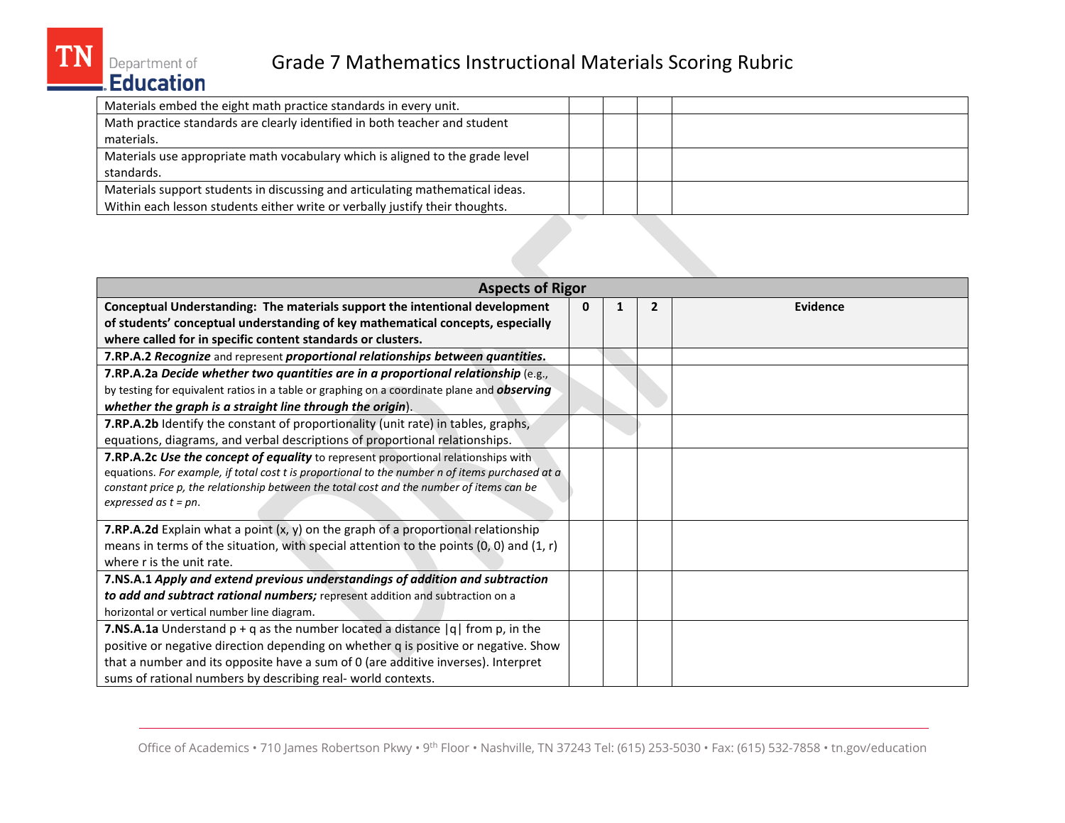| | | | | |
|---|---|---|---|---|
| Materials embed the eight math practice standards in every unit. | | | | |
| Math practice standards are clearly identified in both teacher and student materials. | | | | |
| Materials use appropriate math vocabulary which is aligned to the grade level standards. | | | | |
| Materials support students in discussing and articulating mathematical ideas. Within each lesson students either write or verbally justify their thoughts. | | | | |

| **Aspects of Rigor** | | | | |
|---|---|---|---|---|
| **Conceptual Understanding: The materials support the intentional development of students' conceptual understanding of key mathematical concepts, especially where called for in specific content standards or clusters.** | **0** | **1** | **2** | **Evidence** |
| **7.RP.A.2** ***Recognize*** and represent ***proportional relationships between quantities.*** | | | | |
| **7.RP.A.2a** ***Decide whether two quantities are in a proportional relationship*** (e.g., by testing for equivalent ratios in a table or graphing on a coordinate plane and ***observing whether the graph is a straight line through the origin***). | | | | |
| **7.RP.A.2b** Identify the constant of proportionality (unit rate) in tables, graphs, equations, diagrams, and verbal descriptions of proportional relationships. | | | | |
| **7.RP.A.2c** ***Use the concept of equality*** to represent proportional relationships with equations. *For example, if total cost t is proportional to the number n of items purchased at a constant price p, the relationship between the total cost and the number of items can be expressed as $t = pn$.* | | | | |
| **7.RP.A.2d** Explain what a point (x, y) on the graph of a proportional relationship means in terms of the situation, with special attention to the points (0, 0) and (1, r) where r is the unit rate. | | | | |
| **7.NS.A.1** ***Apply and extend previous understandings of addition and subtraction to add and subtract rational numbers;*** represent addition and subtraction on a horizontal or vertical number line diagram. | | | | |
| **7.NS.A.1a** Understand $p + q$ as the number located a distance $\|q\|$ from p, in the positive or negative direction depending on whether q is positive or negative. Show that a number and its opposite have a sum of 0 (are additive inverses). Interpret sums of rational numbers by describing real- world contexts. | | | | |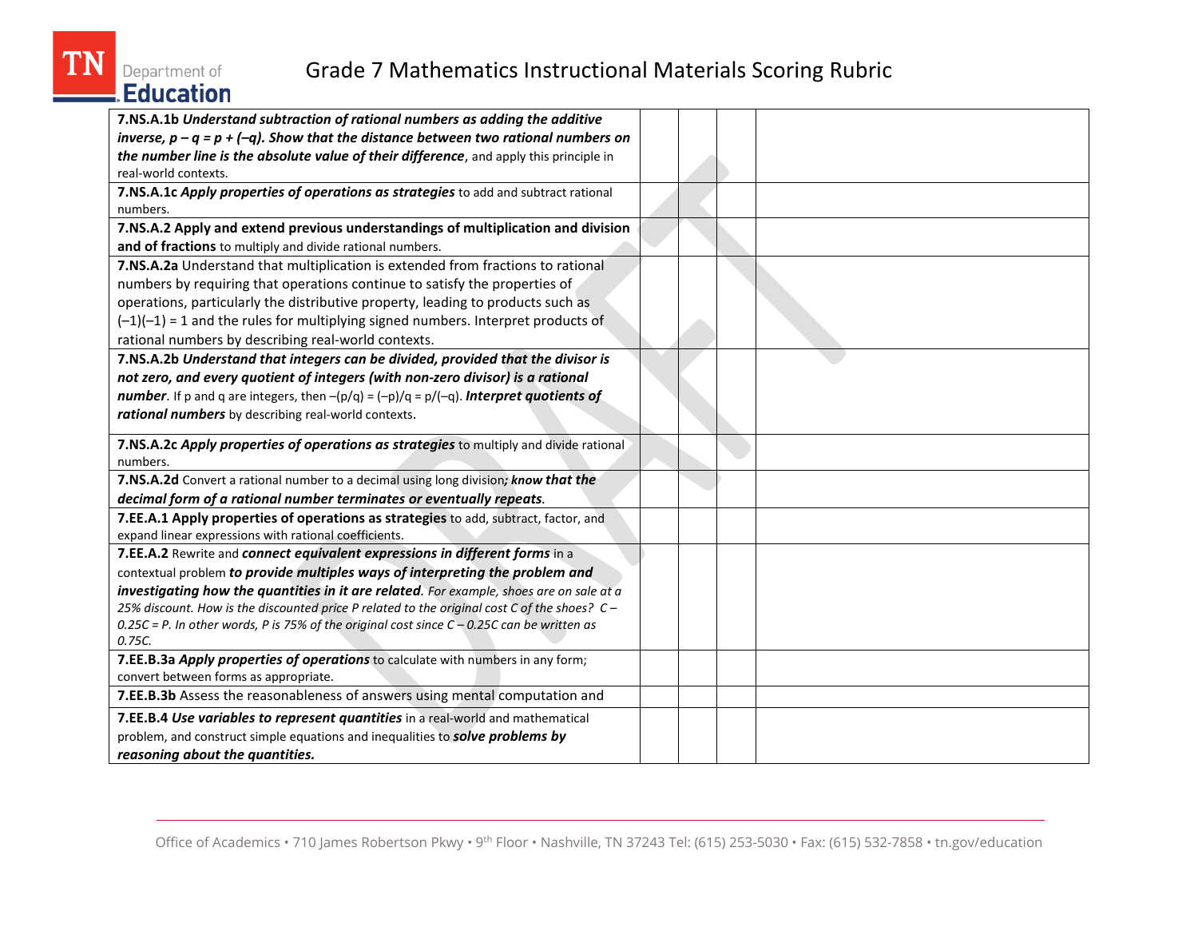| | | | | |
|---|---|---|---|---|
| **7.NS.A.1b** ***Understand subtraction of rational numbers as adding the additive inverse, p – q = p + (–q). Show that the distance between two rational numbers on the number line is the absolute value of their difference***, and apply this principle in real-world contexts. | | | | |
| **7.NS.A.1c** ***Apply properties of operations as strategies*** to add and subtract rational numbers. | | | | |
| **7.NS.A.2 Apply and extend previous understandings of multiplication and division and of fractions** to multiply and divide rational numbers. | | | | |
| **7.NS.A.2a** Understand that multiplication is extended from fractions to rational numbers by requiring that operations continue to satisfy the properties of operations, particularly the distributive property, leading to products such as (–1)(–1) = 1 and the rules for multiplying signed numbers. Interpret products of rational numbers by describing real-world contexts. | | | | |
| **7.NS.A.2b** ***Understand that integers can be divided, provided that the divisor is not zero, and every quotient of integers (with non-zero divisor) is a rational number***. If p and q are integers, then –(p/q) = (–p)/q = p/(–q). ***Interpret quotients of rational numbers*** by describing real-world contexts. | | | | |
| **7.NS.A.2c** ***Apply properties of operations as strategies*** to multiply and divide rational numbers. | | | | |
| **7.NS.A.2d** Convert a rational number to a decimal using long division***; know that the decimal form of a rational number terminates or eventually repeats***. | | | | |
| **7.EE.A.1 Apply properties of operations as strategies** to add, subtract, factor, and expand linear expressions with rational coefficients. | | | | |
| **7.EE.A.2** Rewrite and ***connect equivalent expressions in different forms*** in a contextual problem ***to provide multiples ways of interpreting the problem and investigating how the quantities in it are related***. *For example, shoes are on sale at a 25% discount. How is the discounted price P related to the original cost C of the shoes? C – 0.25C = P. In other words, P is 75% of the original cost since C – 0.25C can be written as 0.75C.* | | | | |
| **7.EE.B.3a** ***Apply properties of operations*** to calculate with numbers in any form; convert between forms as appropriate. | | | | |
| **7.EE.B.3b** Assess the reasonableness of answers using mental computation and | | | | |
| **7.EE.B.4** ***Use variables to represent quantities*** in a real-world and mathematical problem, and construct simple equations and inequalities to ***solve problems by reasoning about the quantities.*** | | | | |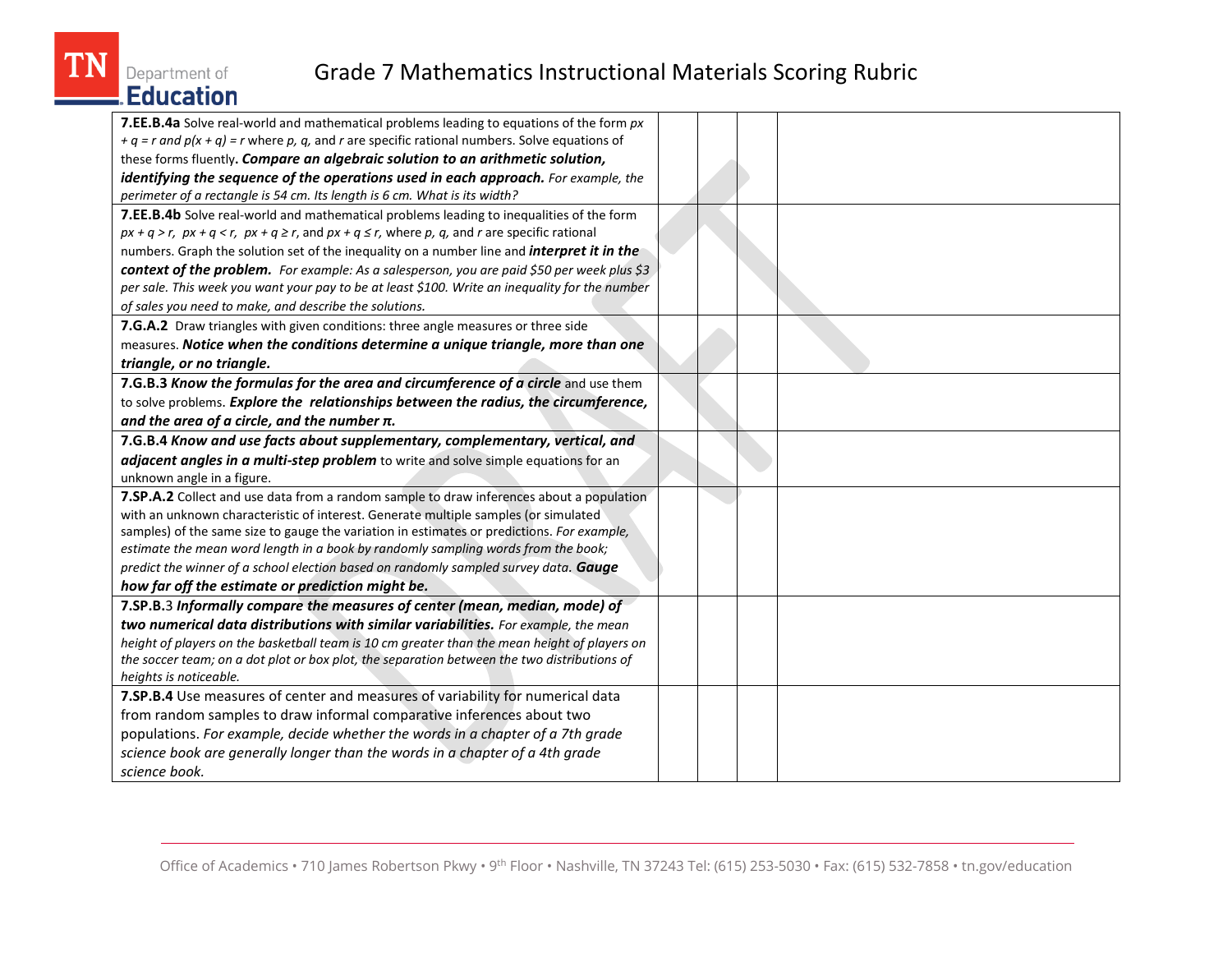# Grade 7 Mathematics Instructional Materials Scoring Rubric

| | | | | |
|---|---|---|---|---|
| **7.EE.B.4a** Solve real-world and mathematical problems leading to equations of the form $px + q = r$ and $p(x + q) = r$ where $p$, $q$, and $r$ are specific rational numbers. Solve equations of these forms fluently**. *Compare an algebraic solution to an arithmetic solution, identifying the sequence of the operations used in each approach.*** *For example, the perimeter of a rectangle is 54 cm. Its length is 6 cm. What is its width?* | | | | |
| **7.EE.B.4b** Solve real-world and mathematical problems leading to inequalities of the form $px + q > r$, $px + q < r$, $px + q \geq r$, and $px + q \leq r$, where $p$, $q$, and $r$ are specific rational numbers. Graph the solution set of the inequality on a number line and ***interpret it in the context of the problem.*** *For example: As a salesperson, you are paid $50 per week plus $3 per sale. This week you want your pay to be at least $100. Write an inequality for the number of sales you need to make, and describe the solutions.* | | | | |
| **7.G.A.2** Draw triangles with given conditions: three angle measures or three side measures. ***Notice when the conditions determine a unique triangle, more than one triangle, or no triangle.*** | | | | |
| **7.G.B.3** ***Know the formulas for the area and circumference of a circle*** and use them to solve problems. ***Explore the relationships between the radius, the circumference, and the area of a circle, and the number π.*** | | | | |
| **7.G.B.4** ***Know and use facts about supplementary, complementary, vertical, and adjacent angles in a multi-step problem*** to write and solve simple equations for an unknown angle in a figure. | | | | |
| **7.SP.A.2** Collect and use data from a random sample to draw inferences about a population with an unknown characteristic of interest. Generate multiple samples (or simulated samples) of the same size to gauge the variation in estimates or predictions. *For example, estimate the mean word length in a book by randomly sampling words from the book; predict the winner of a school election based on randomly sampled survey data.* ***Gauge how far off the estimate or prediction might be.*** | | | | |
| **7.SP.B.**3 ***Informally compare the measures of center (mean, median, mode) of two numerical data distributions with similar variabilities.*** *For example, the mean height of players on the basketball team is 10 cm greater than the mean height of players on the soccer team; on a dot plot or box plot, the separation between the two distributions of heights is noticeable.* | | | | |
| **7.SP.B.4** Use measures of center and measures of variability for numerical data from random samples to draw informal comparative inferences about two populations. *For example, decide whether the words in a chapter of a 7th grade science book are generally longer than the words in a chapter of a 4th grade science book.* | | | | |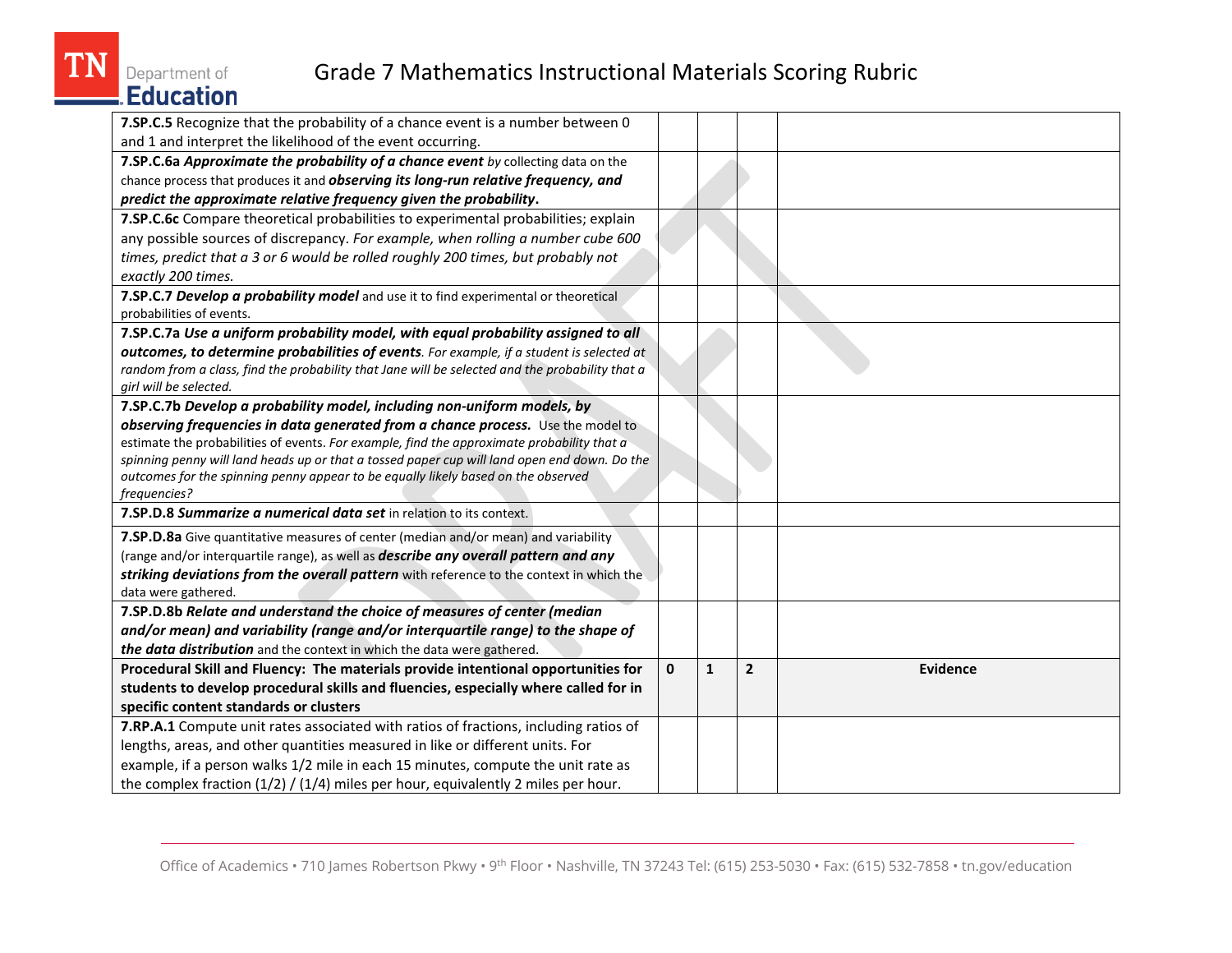# Grade 7 Mathematics Instructional Materials Scoring Rubric

| | | | | |
|---|---|---|---|---|
| **7.SP.C.5** Recognize that the probability of a chance event is a number between 0 and 1 and interpret the likelihood of the event occurring. | | | | |
| **7.SP.C.6a** ***Approximate the probability of a chance event*** by collecting data on the chance process that produces it and ***observing its long-run relative frequency, and predict the approximate relative frequency given the probability***. | | | | |
| **7.SP.C.6c** Compare theoretical probabilities to experimental probabilities; explain any possible sources of discrepancy. *For example, when rolling a number cube 600 times, predict that a 3 or 6 would be rolled roughly 200 times, but probably not exactly 200 times.* | | | | |
| **7.SP.C.7** ***Develop a probability model*** and use it to find experimental or theoretical probabilities of events. | | | | |
| **7.SP.C.7a** ***Use a uniform probability model, with equal probability assigned to all outcomes, to determine probabilities of events***. *For example, if a student is selected at random from a class, find the probability that Jane will be selected and the probability that a girl will be selected.* | | | | |
| **7.SP.C.7b** ***Develop a probability model, including non-uniform models, by observing frequencies in data generated from a chance process.*** Use the model to estimate the probabilities of events. *For example, find the approximate probability that a spinning penny will land heads up or that a tossed paper cup will land open end down. Do the outcomes for the spinning penny appear to be equally likely based on the observed frequencies?* | | | | |
| **7.SP.D.8** ***Summarize a numerical data set*** in relation to its context. | | | | |
| **7.SP.D.8a** Give quantitative measures of center (median and/or mean) and variability (range and/or interquartile range), as well as ***describe any overall pattern and any striking deviations from the overall pattern*** with reference to the context in which the data were gathered. | | | | |
| **7.SP.D.8b** ***Relate and understand the choice of measures of center (median and/or mean) and variability (range and/or interquartile range) to the shape of the data distribution*** and the context in which the data were gathered. | | | | |
| **Procedural Skill and Fluency: The materials provide intentional opportunities for students to develop procedural skills and fluencies, especially where called for in specific content standards or clusters** | **0** | **1** | **2** | **Evidence** |
| **7.RP.A.1** Compute unit rates associated with ratios of fractions, including ratios of lengths, areas, and other quantities measured in like or different units. For example, if a person walks 1/2 mile in each 15 minutes, compute the unit rate as the complex fraction (1/2) / (1/4) miles per hour, equivalently 2 miles per hour. | | | | |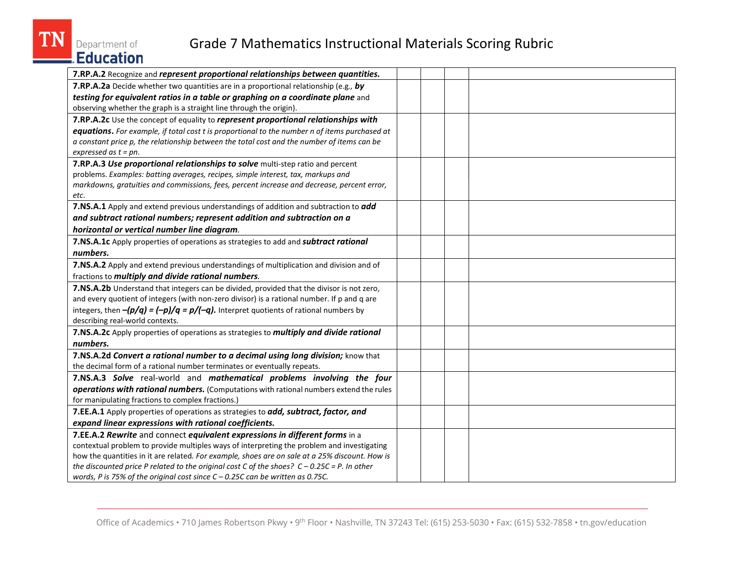# Grade 7 Mathematics Instructional Materials Scoring Rubric

| | | | | |
|---|---|---|---|---|
| **7.RP.A.2** Recognize and ***represent proportional relationships between quantities.*** | | | | |
| **7.RP.A.2a** Decide whether two quantities are in a proportional relationship (e.g., ***by testing for equivalent ratios in a table or graphing on a coordinate plane*** and observing whether the graph is a straight line through the origin). | | | | |
| **7.RP.A.2c** Use the concept of equality to ***represent proportional relationships with equations***. *For example, if total cost t is proportional to the number n of items purchased at a constant price p, the relationship between the total cost and the number of items can be expressed as* $t = pn$. | | | | |
| **7.RP.A.3** ***Use proportional relationships to solve*** multi-step ratio and percent problems. *Examples: batting averages, recipes, simple interest, tax, markups and markdowns, gratuities and commissions, fees, percent increase and decrease, percent error, etc.* | | | | |
| **7.NS.A.1** Apply and extend previous understandings of addition and subtraction to ***add and subtract rational numbers; represent addition and subtraction on a horizontal or vertical number line diagram***. | | | | |
| **7.NS.A.1c** Apply properties of operations as strategies to add and ***subtract rational numbers.*** | | | | |
| **7.NS.A.2** Apply and extend previous understandings of multiplication and division and of fractions to ***multiply and divide rational numbers***. | | | | |
| **7.NS.A.2b** Understand that integers can be divided, provided that the divisor is not zero, and every quotient of integers (with non-zero divisor) is a rational number. If p and q are integers, then $-(p/q) = (-p)/q = p/(-q)$. Interpret quotients of rational numbers by describing real-world contexts. | | | | |
| **7.NS.A.2c** Apply properties of operations as strategies to ***multiply and divide rational numbers.*** | | | | |
| **7.NS.A.2d** ***Convert a rational number to a decimal using long division;*** know that the decimal form of a rational number terminates or eventually repeats. | | | | |
| **7.NS.A.3** ***Solve*** real-world and ***mathematical problems involving the four operations with rational numbers.*** (Computations with rational numbers extend the rules for manipulating fractions to complex fractions.) | | | | |
| **7.EE.A.1** Apply properties of operations as strategies to ***add, subtract, factor, and expand linear expressions with rational coefficients.*** | | | | |
| **7.EE.A.2** ***Rewrite*** and connect ***equivalent expressions in different forms*** in a contextual problem to provide multiples ways of interpreting the problem and investigating how the quantities in it are related. *For example, shoes are on sale at a 25% discount. How is the discounted price P related to the original cost C of the shoes?* $C - 0.25C = P$. *In other words, P is 75% of the original cost since* $C - 0.25C$ *can be written as* $0.75C$. | | | | |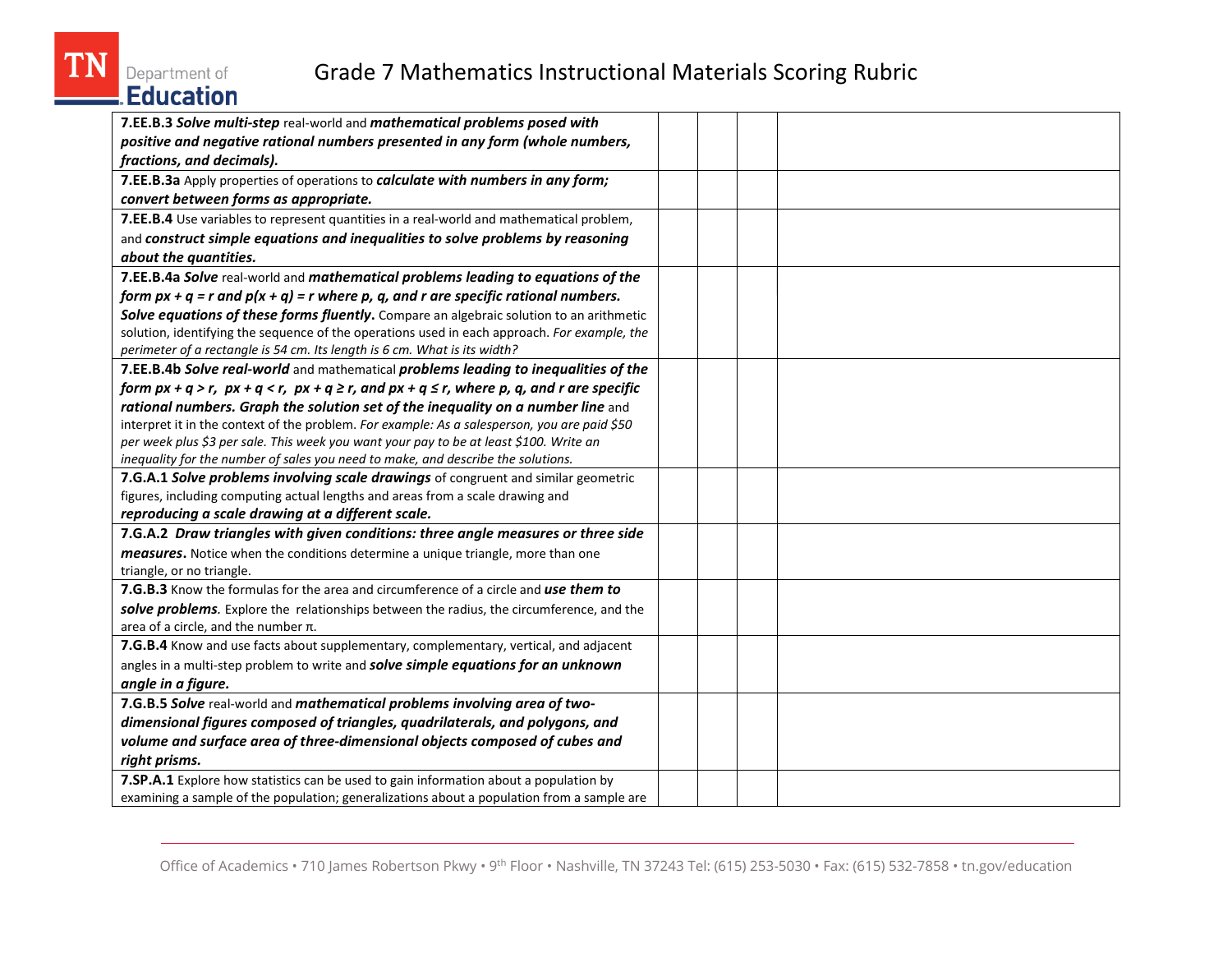# Grade 7 Mathematics Instructional Materials Scoring Rubric

| | | | | |
|---|---|---|---|---|
| **7.EE.B.3** ***Solve multi-step*** real-world and ***mathematical problems posed with positive and negative rational numbers presented in any form (whole numbers, fractions, and decimals).*** | | | | |
| **7.EE.B.3a** Apply properties of operations to ***calculate with numbers in any form; convert between forms as appropriate.*** | | | | |
| **7.EE.B.4** Use variables to represent quantities in a real-world and mathematical problem, and ***construct simple equations and inequalities to solve problems by reasoning about the quantities.*** | | | | |
| **7.EE.B.4a** ***Solve*** real-world and ***mathematical problems leading to equations of the form $px + q = r$ and $p(x + q) = r$ where p, q, and r are specific rational numbers. Solve equations of these forms fluently***. Compare an algebraic solution to an arithmetic solution, identifying the sequence of the operations used in each approach. *For example, the perimeter of a rectangle is 54 cm. Its length is 6 cm. What is its width?* | | | | |
| **7.EE.B.4b** ***Solve real-world*** and mathematical ***problems leading to inequalities of the form $px + q > r$, $px + q < r$, $px + q \geq r$, and $px + q \leq r$, where p, q, and r are specific rational numbers. Graph the solution set of the inequality on a number line*** and interpret it in the context of the problem. *For example: As a salesperson, you are paid $50 per week plus $3 per sale. This week you want your pay to be at least $100. Write an inequality for the number of sales you need to make, and describe the solutions.* | | | | |
| **7.G.A.1** ***Solve problems involving scale drawings*** of congruent and similar geometric figures, including computing actual lengths and areas from a scale drawing and ***reproducing a scale drawing at a different scale.*** | | | | |
| **7.G.A.2** ***Draw triangles with given conditions: three angle measures or three side measures***. Notice when the conditions determine a unique triangle, more than one triangle, or no triangle. | | | | |
| **7.G.B.3** Know the formulas for the area and circumference of a circle and ***use them to solve problems****.* Explore the relationships between the radius, the circumference, and the area of a circle, and the number $\pi$. | | | | |
| **7.G.B.4** Know and use facts about supplementary, complementary, vertical, and adjacent angles in a multi-step problem to write and ***solve simple equations for an unknown angle in a figure.*** | | | | |
| **7.G.B.5** ***Solve*** real-world and ***mathematical problems involving area of two-dimensional figures composed of triangles, quadrilaterals, and polygons, and volume and surface area of three-dimensional objects composed of cubes and right prisms.*** | | | | |
| **7.SP.A.1** Explore how statistics can be used to gain information about a population by examining a sample of the population; generalizations about a population from a sample are | | | | |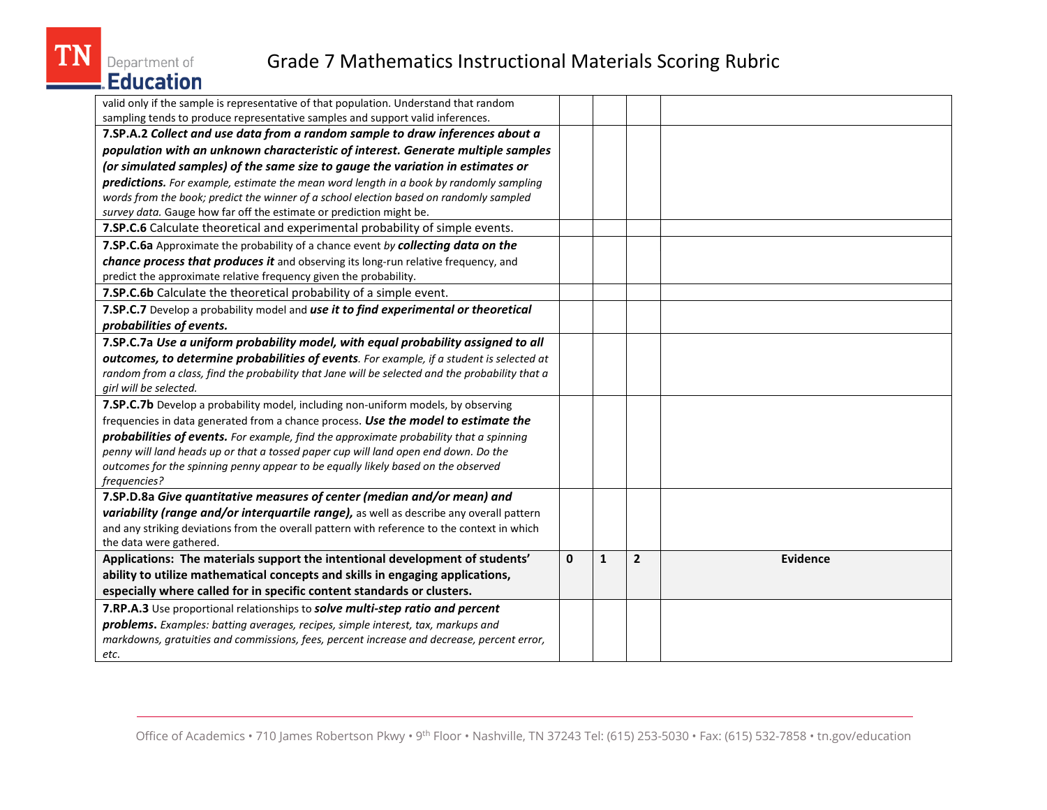| | | | | |
|---|---|---|---|---|
| valid only if the sample is representative of that population. Understand that random sampling tends to produce representative samples and support valid inferences. | | | | |
| **7.SP.A.2** ***Collect and use data from a random sample to draw inferences about a population with an unknown characteristic of interest. Generate multiple samples (or simulated samples) of the same size to gauge the variation in estimates or predictions.*** *For example, estimate the mean word length in a book by randomly sampling words from the book; predict the winner of a school election based on randomly sampled survey data.* Gauge how far off the estimate or prediction might be. | | | | |
| **7.SP.C.6** Calculate theoretical and experimental probability of simple events. | | | | |
| **7.SP.C.6a** Approximate the probability of a chance event *by* ***collecting data on the chance process that produces it*** and observing its long-run relative frequency, and predict the approximate relative frequency given the probability. | | | | |
| **7.SP.C.6b** Calculate the theoretical probability of a simple event. | | | | |
| **7.SP.C.7** Develop a probability model and ***use it to find experimental or theoretical probabilities of events.*** | | | | |
| **7.SP.C.7a** ***Use a uniform probability model, with equal probability assigned to all outcomes, to determine probabilities of events****. For example, if a student is selected at random from a class, find the probability that Jane will be selected and the probability that a girl will be selected.* | | | | |
| **7.SP.C.7b** Develop a probability model, including non-uniform models, by observing frequencies in data generated from a chance process. ***Use the model to estimate the probabilities of events.*** *For example, find the approximate probability that a spinning penny will land heads up or that a tossed paper cup will land open end down. Do the outcomes for the spinning penny appear to be equally likely based on the observed frequencies?* | | | | |
| **7.SP.D.8a** ***Give quantitative measures of center (median and/or mean) and variability (range and/or interquartile range),*** as well as describe any overall pattern and any striking deviations from the overall pattern with reference to the context in which the data were gathered. | | | | |
| **Applications: The materials support the intentional development of students' ability to utilize mathematical concepts and skills in engaging applications, especially where called for in specific content standards or clusters.** | **0** | **1** | **2** | **Evidence** |
| **7.RP.A.3** Use proportional relationships to ***solve multi-step ratio and percent problems.*** *Examples: batting averages, recipes, simple interest, tax, markups and markdowns, gratuities and commissions, fees, percent increase and decrease, percent error, etc.* | | | | |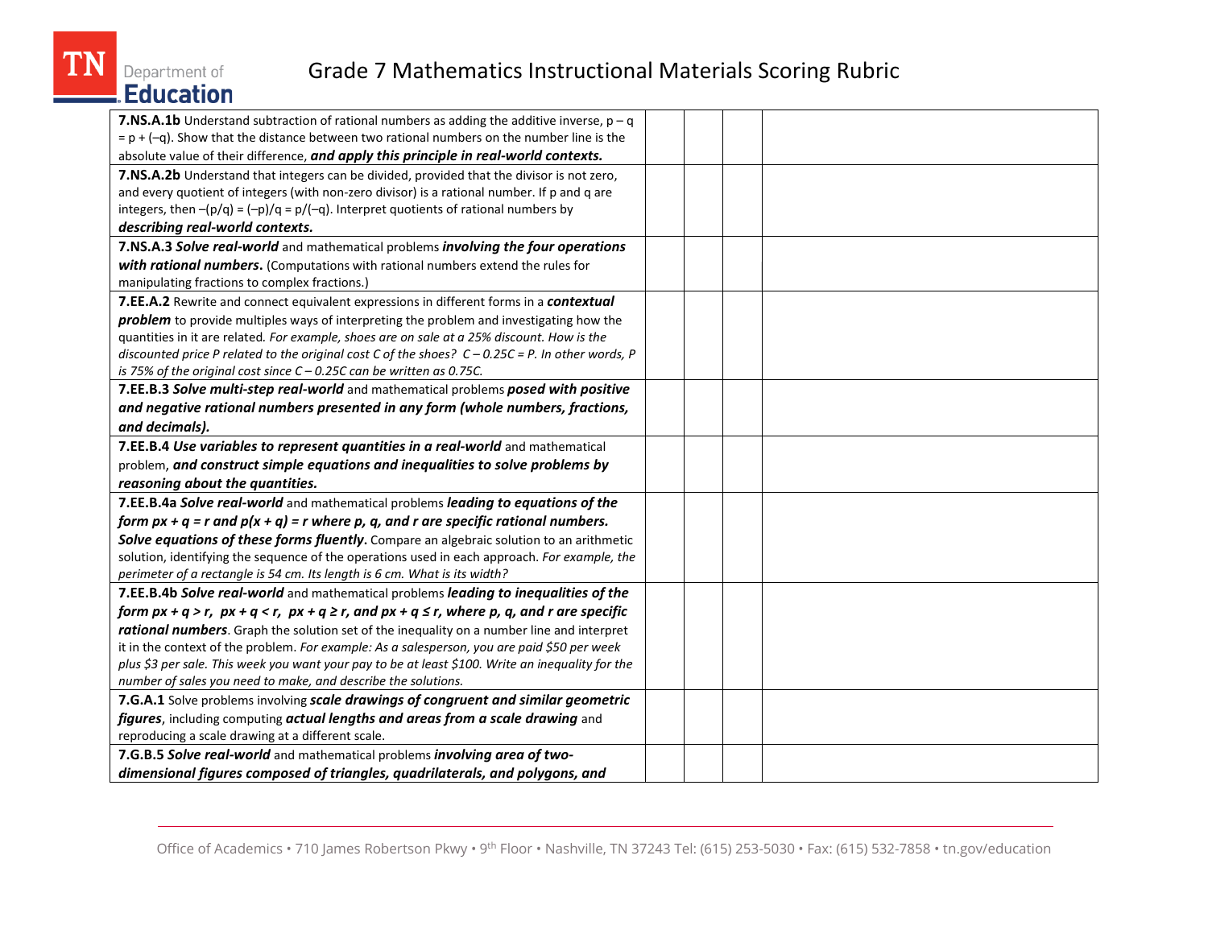| | | | | |
|---|---|---|---|---|
| **7.NS.A.1b** Understand subtraction of rational numbers as adding the additive inverse, $p – q = p + (–q)$. Show that the distance between two rational numbers on the number line is the absolute value of their difference, ***and apply this principle in real-world contexts.*** | | | | |
| **7.NS.A.2b** Understand that integers can be divided, provided that the divisor is not zero, and every quotient of integers (with non-zero divisor) is a rational number. If p and q are integers, then $–(p/q) = (–p)/q = p/(–q)$. Interpret quotients of rational numbers by ***describing real-world contexts.*** | | | | |
| **7.NS.A.3** ***Solve real-world*** and mathematical problems ***involving the four operations with rational numbers.*** (Computations with rational numbers extend the rules for manipulating fractions to complex fractions.) | | | | |
| **7.EE.A.2** Rewrite and connect equivalent expressions in different forms in a ***contextual problem*** to provide multiples ways of interpreting the problem and investigating how the quantities in it are related. *For example, shoes are on sale at a 25% discount. How is the discounted price P related to the original cost C of the shoes? $C – 0.25C = P$. In other words, P is 75% of the original cost since $C – 0.25C$ can be written as $0.75C$.* | | | | |
| **7.EE.B.3** ***Solve multi-step real-world*** and mathematical problems ***posed with positive and negative rational numbers presented in any form (whole numbers, fractions, and decimals).*** | | | | |
| **7.EE.B.4** ***Use variables to represent quantities in a real-world*** and mathematical problem, ***and construct simple equations and inequalities to solve problems by reasoning about the quantities.*** | | | | |
| **7.EE.B.4a** ***Solve real-world*** and mathematical problems ***leading to equations of the form $px + q = r$ and $p(x + q) = r$ where p, q, and r are specific rational numbers. Solve equations of these forms fluently***. Compare an algebraic solution to an arithmetic solution, identifying the sequence of the operations used in each approach. *For example, the perimeter of a rectangle is 54 cm. Its length is 6 cm. What is its width?* | | | | |
| **7.EE.B.4b** ***Solve real-world*** and mathematical problems ***leading to inequalities of the form $px + q > r$, $px + q < r$, $px + q \geq r$, and $px + q \leq r$, where p, q, and r are specific rational numbers***. Graph the solution set of the inequality on a number line and interpret it in the context of the problem. *For example: As a salesperson, you are paid \$50 per week plus \$3 per sale. This week you want your pay to be at least \$100. Write an inequality for the number of sales you need to make, and describe the solutions.* | | | | |
| **7.G.A.1** Solve problems involving ***scale drawings of congruent and similar geometric figures***, including computing ***actual lengths and areas from a scale drawing*** and reproducing a scale drawing at a different scale. | | | | |
| **7.G.B.5** ***Solve real-world*** and mathematical problems ***involving area of two-dimensional figures composed of triangles, quadrilaterals, and polygons, and*** | | | | |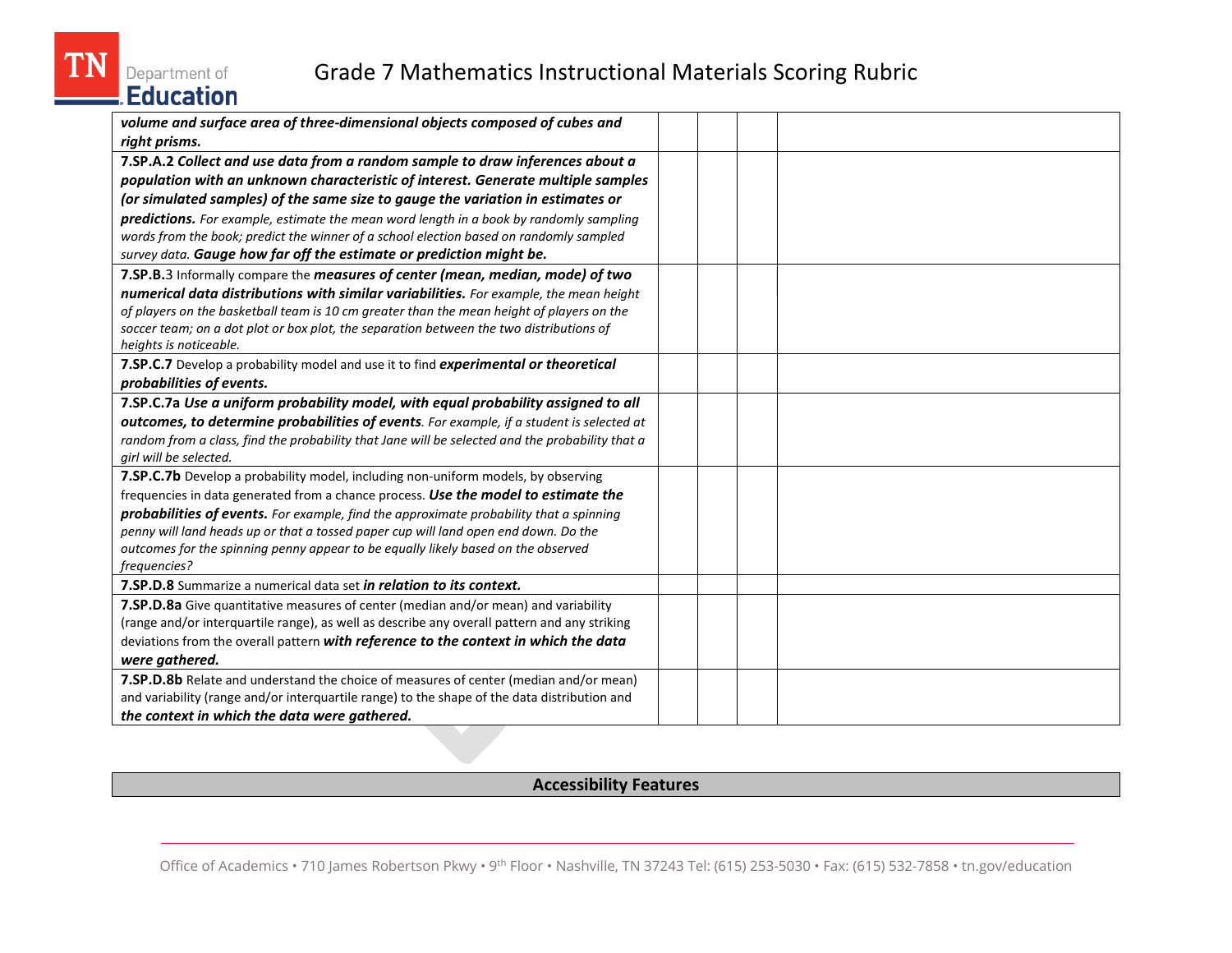| | | | | |
|---|---|---|---|---|
| ***volume and surface area of three-dimensional objects composed of cubes and right prisms.*** | | | | |
| **7.SP.A.2** ***Collect and use data from a random sample to draw inferences about a population with an unknown characteristic of interest. Generate multiple samples (or simulated samples) of the same size to gauge the variation in estimates or predictions.*** *For example, estimate the mean word length in a book by randomly sampling words from the book; predict the winner of a school election based on randomly sampled survey data.* ***Gauge how far off the estimate or prediction might be.*** | | | | |
| **7.SP.B.**3 Informally compare the ***measures of center (mean, median, mode) of two numerical data distributions with similar variabilities.*** *For example, the mean height of players on the basketball team is 10 cm greater than the mean height of players on the soccer team; on a dot plot or box plot, the separation between the two distributions of heights is noticeable.* | | | | |
| **7.SP.C.7** Develop a probability model and use it to find ***experimental or theoretical probabilities of events.*** | | | | |
| **7.SP.C.7a** ***Use a uniform probability model, with equal probability assigned to all outcomes, to determine probabilities of events****. For example, if a student is selected at random from a class, find the probability that Jane will be selected and the probability that a girl will be selected.* | | | | |
| **7.SP.C.7b** Develop a probability model, including non-uniform models, by observing frequencies in data generated from a chance process. ***Use the model to estimate the probabilities of events.*** *For example, find the approximate probability that a spinning penny will land heads up or that a tossed paper cup will land open end down. Do the outcomes for the spinning penny appear to be equally likely based on the observed frequencies?* | | | | |
| **7.SP.D.8** Summarize a numerical data set ***in relation to its context.*** | | | | |
| **7.SP.D.8a** Give quantitative measures of center (median and/or mean) and variability (range and/or interquartile range), as well as describe any overall pattern and any striking deviations from the overall pattern ***with reference to the context in which the data were gathered.*** | | | | |
| **7.SP.D.8b** Relate and understand the choice of measures of center (median and/or mean) and variability (range and/or interquartile range) to the shape of the data distribution and ***the context in which the data were gathered.*** | | | | |

| **Accessibility Features** |
|---|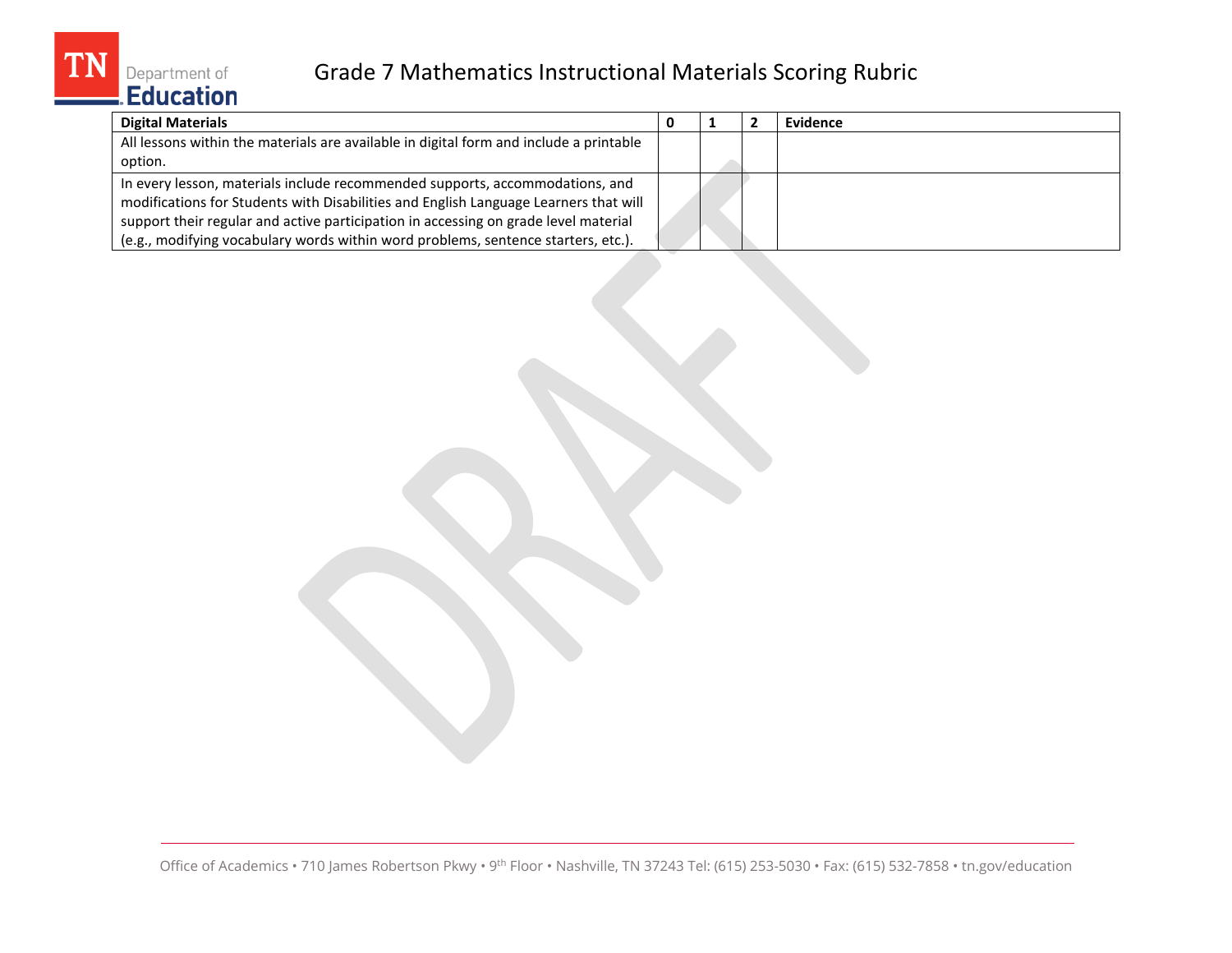# Grade 7 Mathematics Instructional Materials Scoring Rubric

| Digital Materials | 0 | 1 | 2 | Evidence |
|---|---|---|---|---|
| All lessons within the materials are available in digital form and include a printable option. | | | | |
| In every lesson, materials include recommended supports, accommodations, and modifications for Students with Disabilities and English Language Learners that will support their regular and active participation in accessing on grade level material (e.g., modifying vocabulary words within word problems, sentence starters, etc.). | | | | |